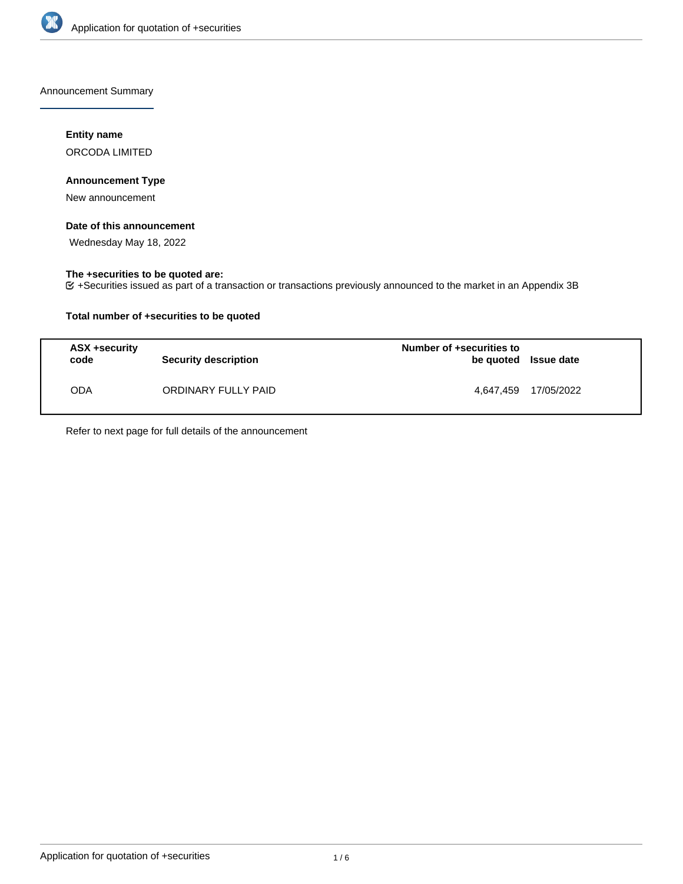Announcement Summary

**Entity name**

ORCODA LIMITED

**Announcement Type**

New announcement

**Date of this announcement**

Wednesday May 18, 2022

**The +securities to be quoted are:**

+Securities issued as part of a transaction or transactions previously announced to the market in an Appendix 3B

**Total number of +securities to be quoted**

| ASX +security code | Security description | Number of +securities to be quoted | Issue date |
|---|---|---|---|
| ODA | ORDINARY FULLY PAID | 4,647,459 | 17/05/2022 |

Refer to next page for full details of the announcement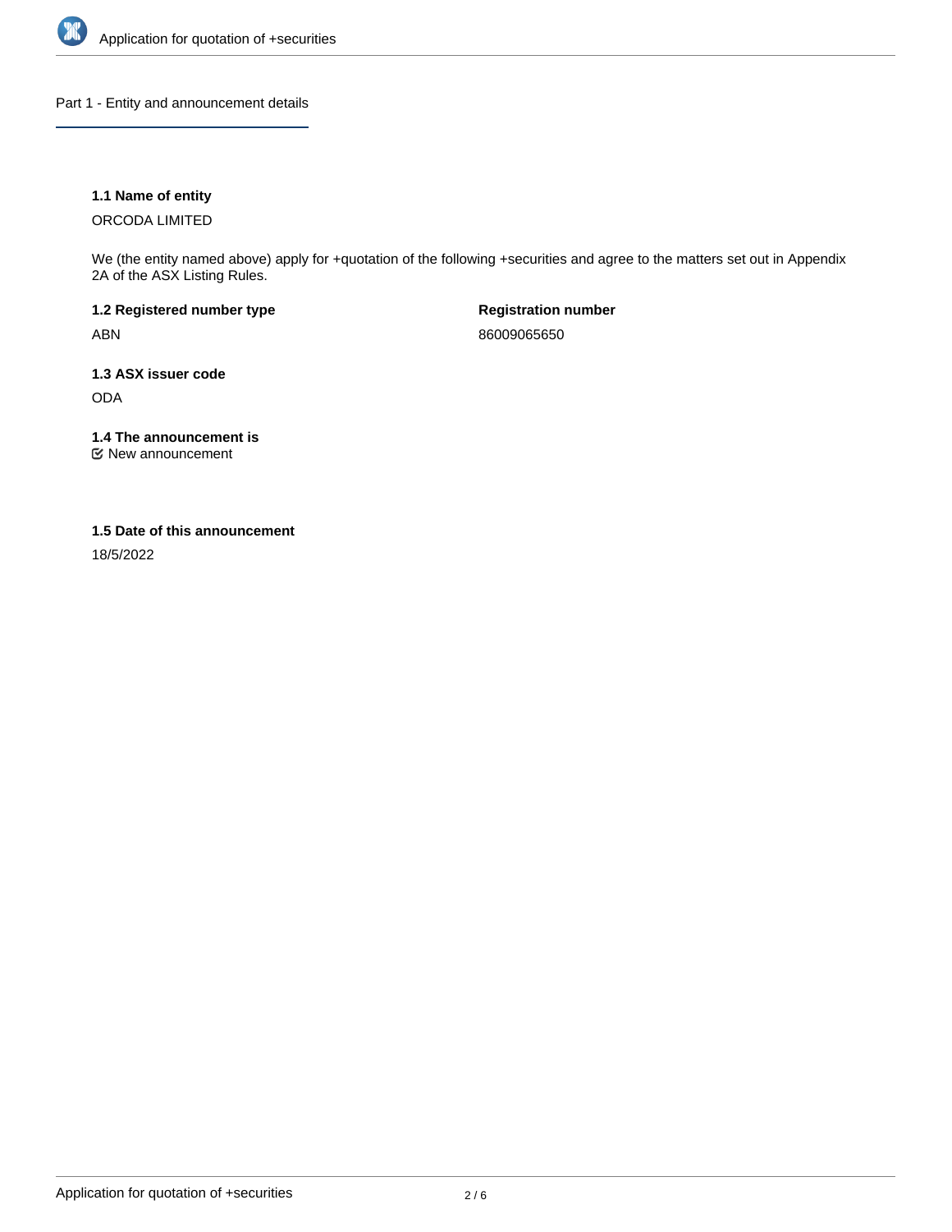## Part 1 - Entity and announcement details

**1.1 Name of entity**

ORCODA LIMITED

We (the entity named above) apply for +quotation of the following +securities and agree to the matters set out in Appendix 2A of the ASX Listing Rules.

**1.2 Registered number type**

ABN

**Registration number**

86009065650

**1.3 ASX issuer code**

ODA

**1.4 The announcement is**

New announcement

**1.5 Date of this announcement**

18/5/2022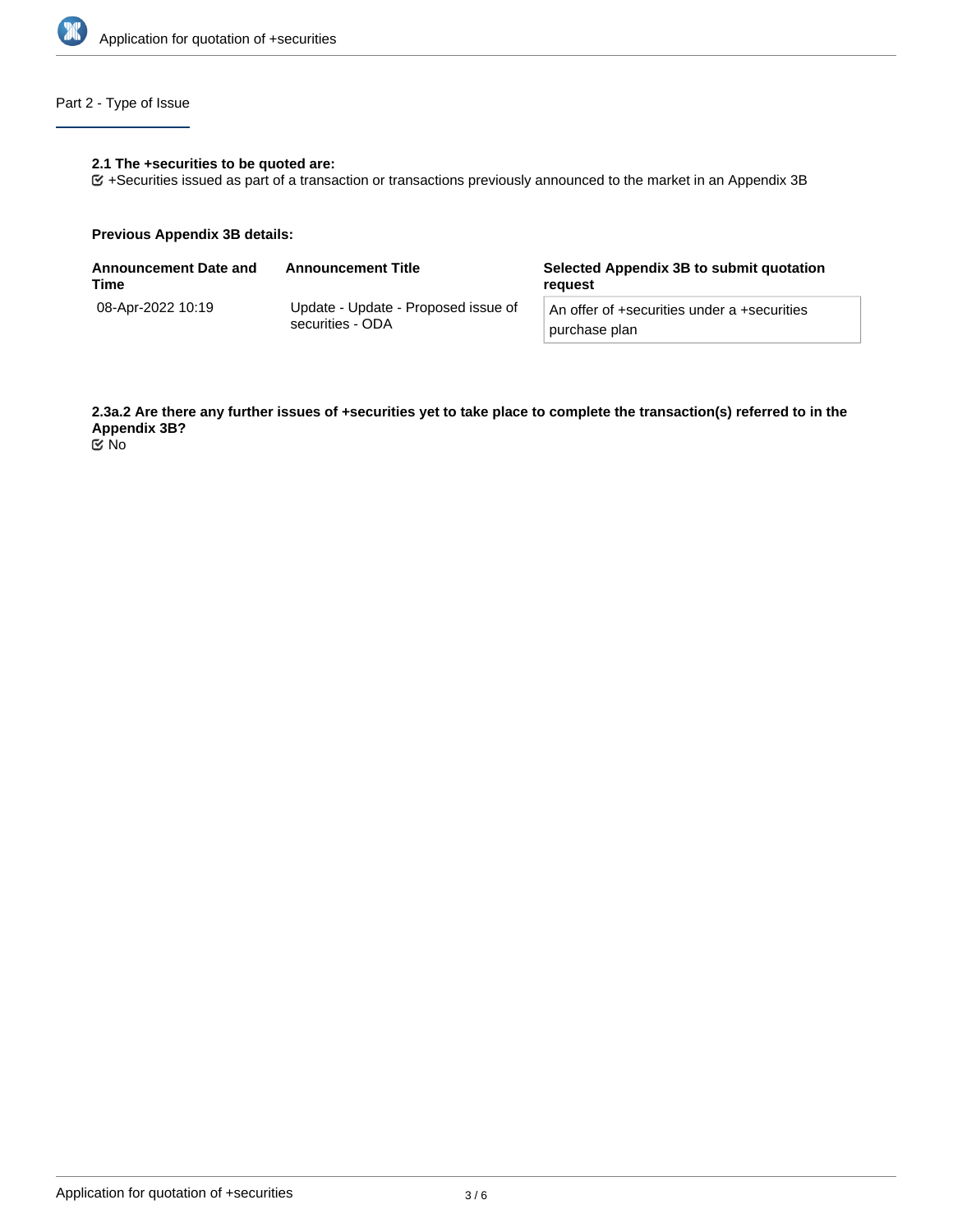## Part 2 - Type of Issue

**2.1 The +securities to be quoted are:**

☑ +Securities issued as part of a transaction or transactions previously announced to the market in an Appendix 3B

**Previous Appendix 3B details:**

| Announcement Date and Time | Announcement Title | Selected Appendix 3B to submit quotation request |
|---|---|---|
| 08-Apr-2022 10:19 | Update - Update - Proposed issue of securities - ODA | An offer of +securities under a +securities purchase plan |

**2.3a.2 Are there any further issues of +securities yet to take place to complete the transaction(s) referred to in the Appendix 3B?**

☑ No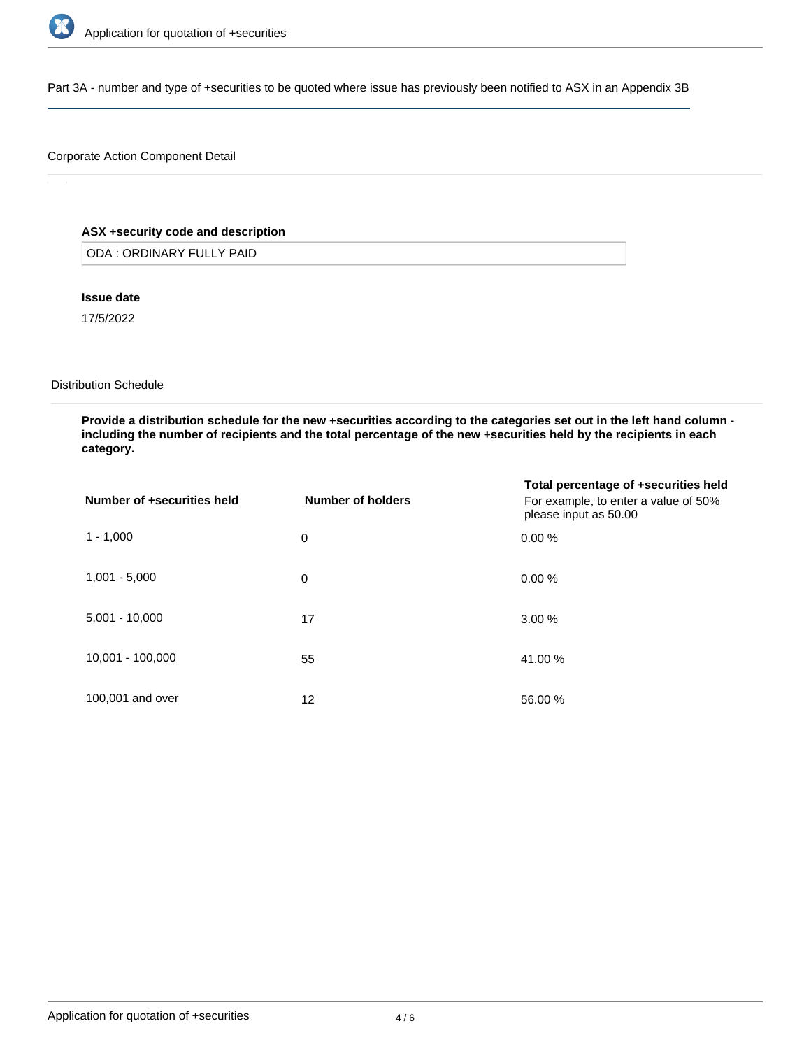## Part 3A - number and type of +securities to be quoted where issue has previously been notified to ASX in an Appendix 3B

### Corporate Action Component Detail

**ASX +security code and description**

ODA : ORDINARY FULLY PAID

**Issue date**

17/5/2022

### Distribution Schedule

**Provide a distribution schedule for the new +securities according to the categories set out in the left hand column - including the number of recipients and the total percentage of the new +securities held by the recipients in each category.**

| Number of +securities held | Number of holders | Total percentage of +securities held For example, to enter a value of 50% please input as 50.00 |
|---|---|---|
| 1 - 1,000 | 0 | 0.00 % |
| 1,001 - 5,000 | 0 | 0.00 % |
| 5,001 - 10,000 | 17 | 3.00 % |
| 10,001 - 100,000 | 55 | 41.00 % |
| 100,001 and over | 12 | 56.00 % |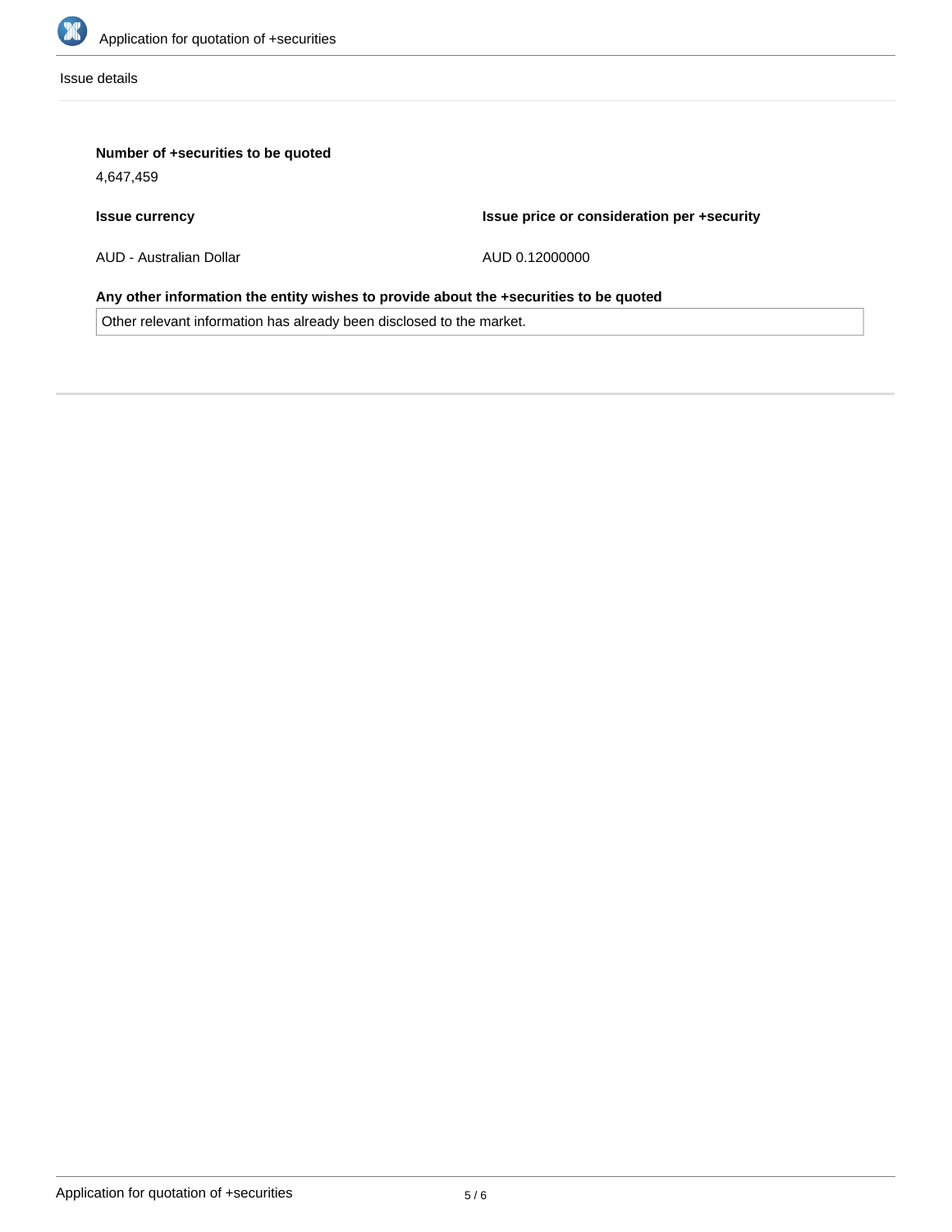Issue details

**Number of +securities to be quoted**

4,647,459

**Issue currency**

AUD - Australian Dollar

**Issue price or consideration per +security**

AUD 0.12000000

**Any other information the entity wishes to provide about the +securities to be quoted**

Other relevant information has already been disclosed to the market.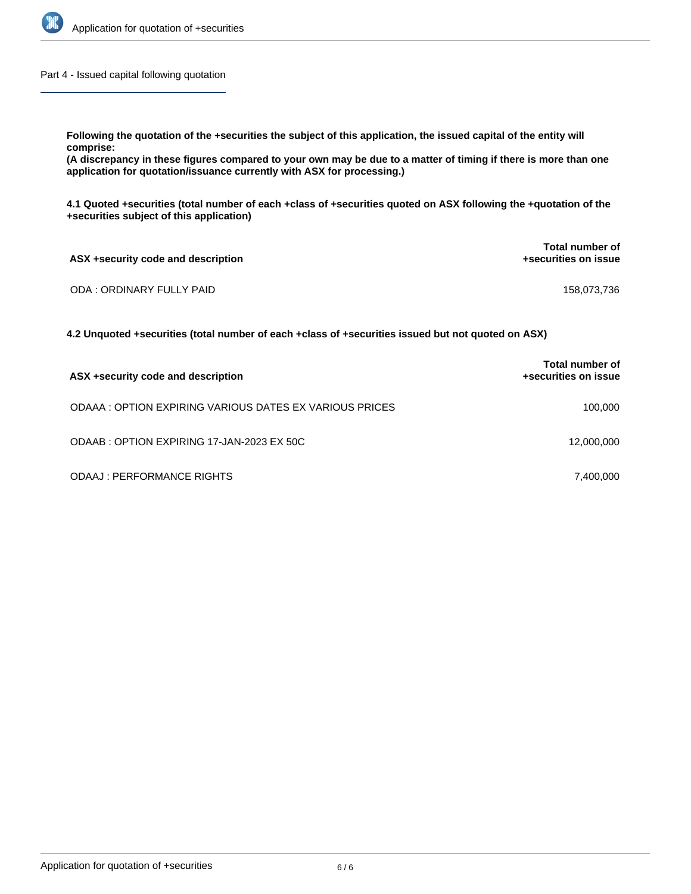## Part 4 - Issued capital following quotation

**Following the quotation of the +securities the subject of this application, the issued capital of the entity will comprise:**
**(A discrepancy in these figures compared to your own may be due to a matter of timing if there is more than one application for quotation/issuance currently with ASX for processing.)**

**4.1 Quoted +securities (total number of each +class of +securities quoted on ASX following the +quotation of the +securities subject of this application)**

| ASX +security code and description | Total number of +securities on issue |
|---|---|
| ODA : ORDINARY FULLY PAID | 158,073,736 |

**4.2 Unquoted +securities (total number of each +class of +securities issued but not quoted on ASX)**

| ASX +security code and description | Total number of +securities on issue |
|---|---|
| ODAAA : OPTION EXPIRING VARIOUS DATES EX VARIOUS PRICES | 100,000 |
| ODAAB : OPTION EXPIRING 17-JAN-2023 EX 50C | 12,000,000 |
| ODAAJ : PERFORMANCE RIGHTS | 7,400,000 |